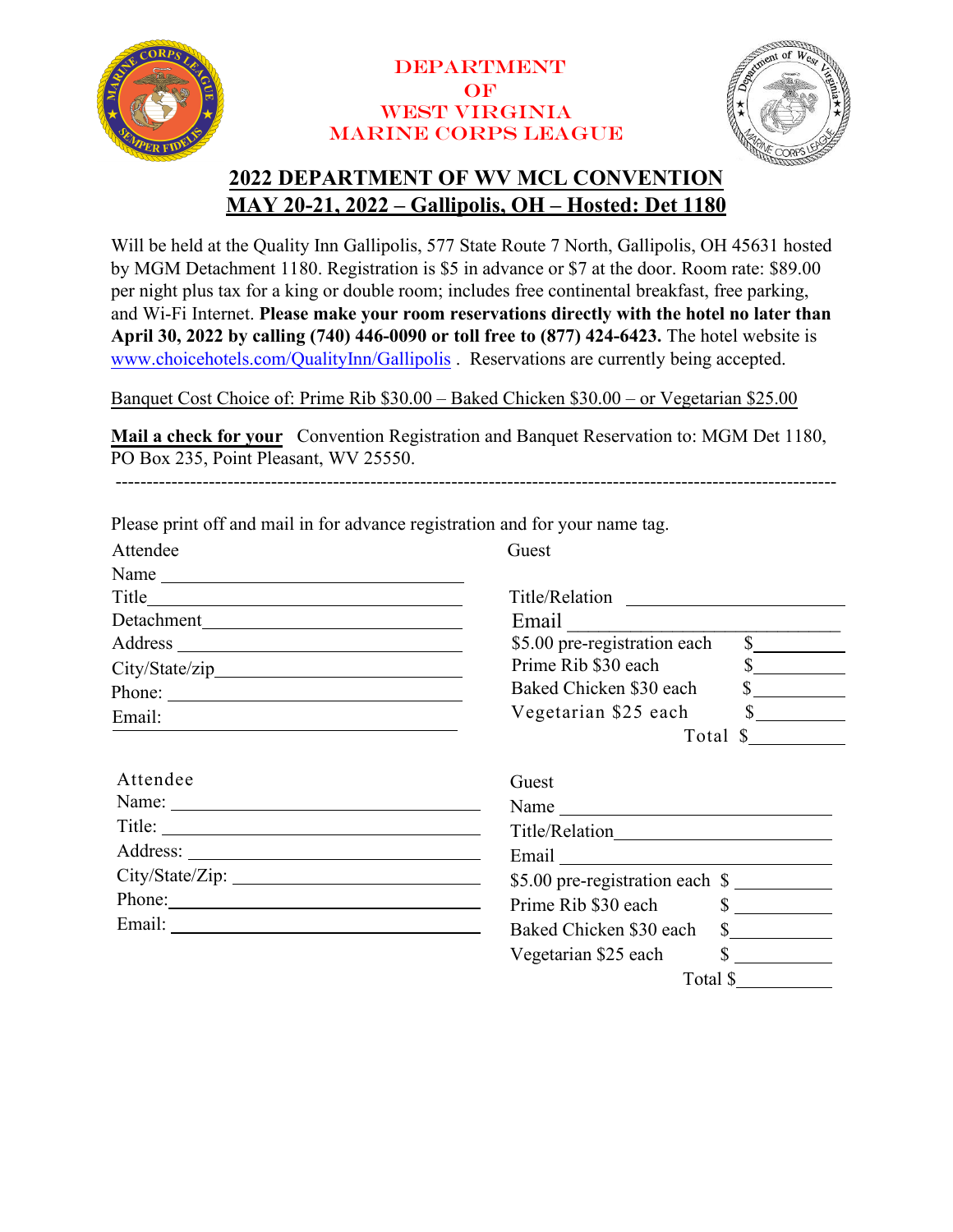# DEPARTMENT OF WEST VIRGINIA MARINE CORPS LEAGUE

## 2022 DEPARTMENT OF WV MCL CONVENTION
## MAY 20-21, 2022 – Gallipolis, OH – Hosted: Det 1180

Will be held at the Quality Inn Gallipolis, 577 State Route 7 North, Gallipolis, OH 45631 hosted by MGM Detachment 1180. Registration is $5 in advance or $7 at the door. Room rate: $89.00 per night plus tax for a king or double room; includes free continental breakfast, free parking, and Wi-Fi Internet. **Please make your room reservations directly with the hotel no later than April 30, 2022 by calling (740) 446-0090 or toll free to (877) 424-6423.** The hotel website is www.choicehotels.com/QualityInn/Gallipolis . Reservations are currently being accepted.

Banquet Cost Choice of: Prime Rib $30.00 – Baked Chicken $30.00 – or Vegetarian $25.00

**Mail a check for your** Convention Registration and Banquet Reservation to: MGM Det 1180, PO Box 235, Point Pleasant, WV 25550.

---

Please print off and mail in for advance registration and for your name tag.

Attendee
Name ______________________
Title ______________________
Detachment ______________________
Address ______________________
City/State/zip ______________________
Phone: ______________________
Email: ______________________

Guest
Title/Relation ______________________
Email ______________________
$5.00 pre-registration each $________
Prime Rib $30 each $________
Baked Chicken $30 each $________
Vegetarian $25 each $________
Total $________

Attendee
Name: ______________________
Title: ______________________
Address: ______________________
City/State/Zip: ______________________
Phone: ______________________
Email: ______________________

Guest
Name ______________________
Title/Relation ______________________
Email ______________________
$5.00 pre-registration each $________
Prime Rib $30 each $________
Baked Chicken $30 each $________
Vegetarian $25 each $________
Total $________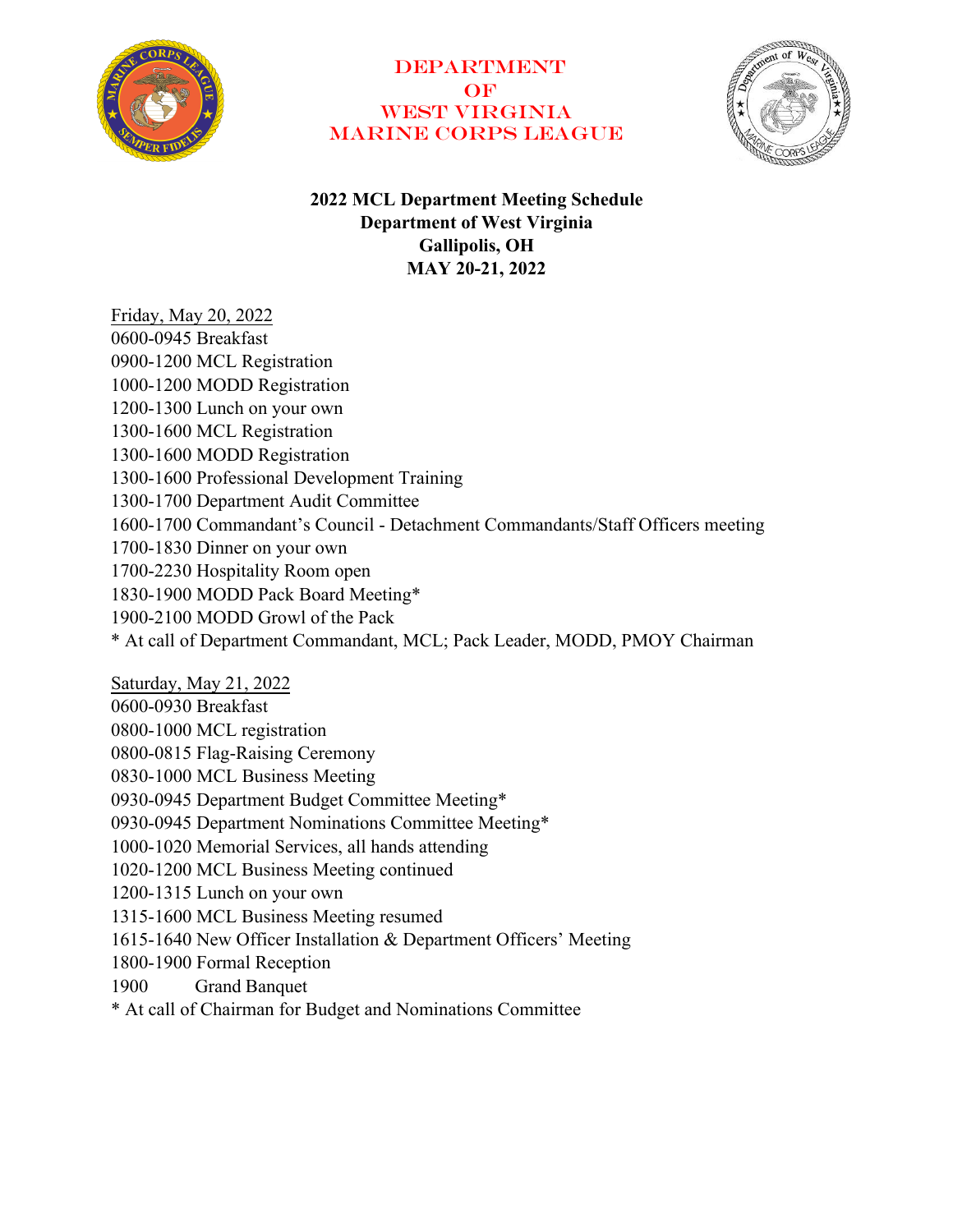# DEPARTMENT OF WEST VIRGINIA MARINE CORPS LEAGUE

**2022 MCL Department Meeting Schedule**
**Department of West Virginia**
**Gallipolis, OH**
**MAY 20-21, 2022**

Friday, May 20, 2022

0600-0945 Breakfast
0900-1200 MCL Registration
1000-1200 MODD Registration
1200-1300 Lunch on your own
1300-1600 MCL Registration
1300-1600 MODD Registration
1300-1600 Professional Development Training
1300-1700 Department Audit Committee
1600-1700 Commandant's Council - Detachment Commandants/Staff Officers meeting
1700-1830 Dinner on your own
1700-2230 Hospitality Room open
1830-1900 MODD Pack Board Meeting*
1900-2100 MODD Growl of the Pack
* At call of Department Commandant, MCL; Pack Leader, MODD, PMOY Chairman

Saturday, May 21, 2022

0600-0930 Breakfast
0800-1000 MCL registration
0800-0815 Flag-Raising Ceremony
0830-1000 MCL Business Meeting
0930-0945 Department Budget Committee Meeting*
0930-0945 Department Nominations Committee Meeting*
1000-1020 Memorial Services, all hands attending
1020-1200 MCL Business Meeting continued
1200-1315 Lunch on your own
1315-1600 MCL Business Meeting resumed
1615-1640 New Officer Installation & Department Officers' Meeting
1800-1900 Formal Reception
1900 Grand Banquet
* At call of Chairman for Budget and Nominations Committee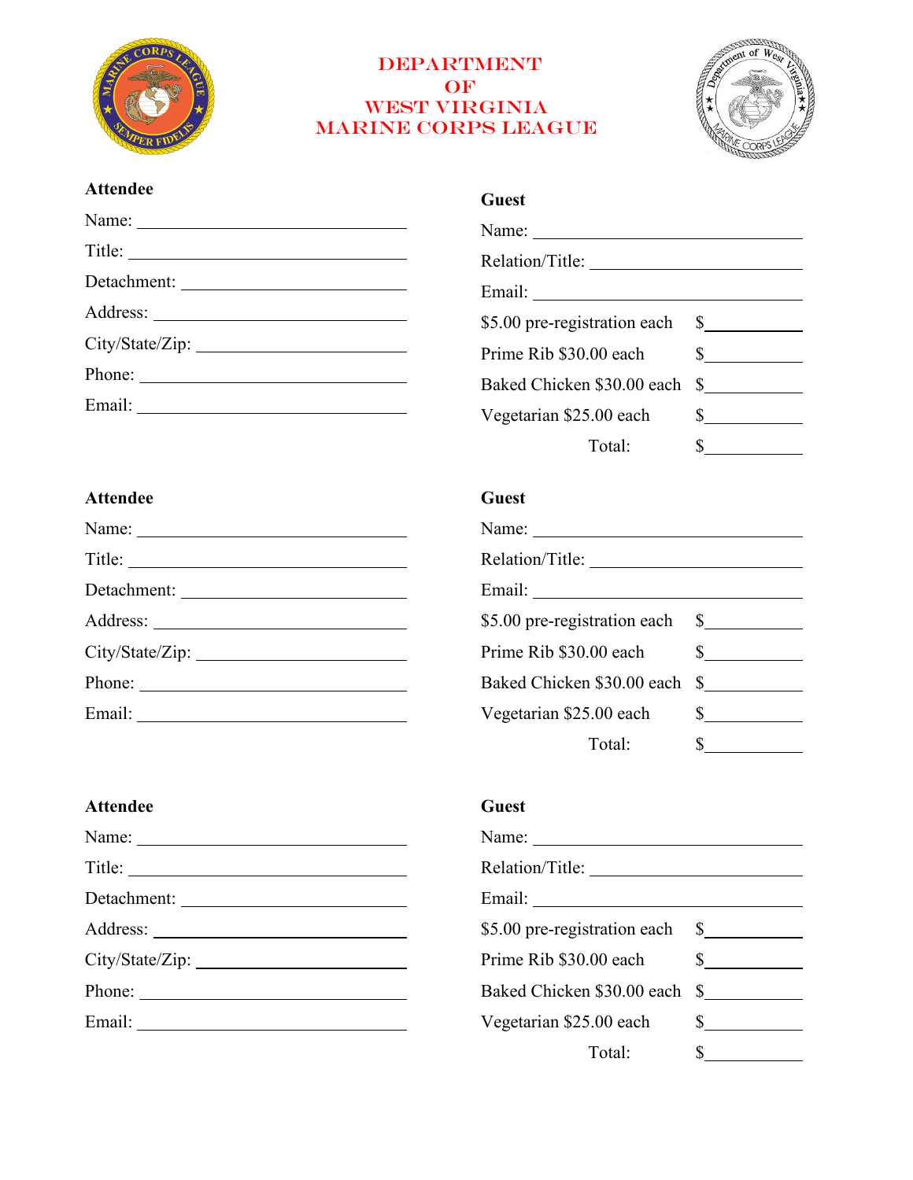# DEPARTMENT OF WEST VIRGINIA MARINE CORPS LEAGUE

**Attendee**

Name: ____________________

Title: ____________________

Detachment: ____________________

Address: ____________________

City/State/Zip: ____________________

Phone: ____________________

Email: ____________________

**Guest**

Name: ____________________

Relation/Title: ____________________

Email: ____________________

$5.00 pre-registration each $__________

Prime Rib $30.00 each $__________

Baked Chicken $30.00 each $__________

Vegetarian $25.00 each $__________

Total: $__________

**Attendee**

Name: ____________________

Title: ____________________

Detachment: ____________________

Address: ____________________

City/State/Zip: ____________________

Phone: ____________________

Email: ____________________

**Guest**

Name: ____________________

Relation/Title: ____________________

Email: ____________________

$5.00 pre-registration each $__________

Prime Rib $30.00 each $__________

Baked Chicken $30.00 each $__________

Vegetarian $25.00 each $__________

Total: $__________

**Attendee**

Name: ____________________

Title: ____________________

Detachment: ____________________

Address: ____________________

City/State/Zip: ____________________

Phone: ____________________

Email: ____________________

**Guest**

Name: ____________________

Relation/Title: ____________________

Email: ____________________

$5.00 pre-registration each $__________

Prime Rib $30.00 each $__________

Baked Chicken $30.00 each $__________

Vegetarian $25.00 each $__________

Total: $__________